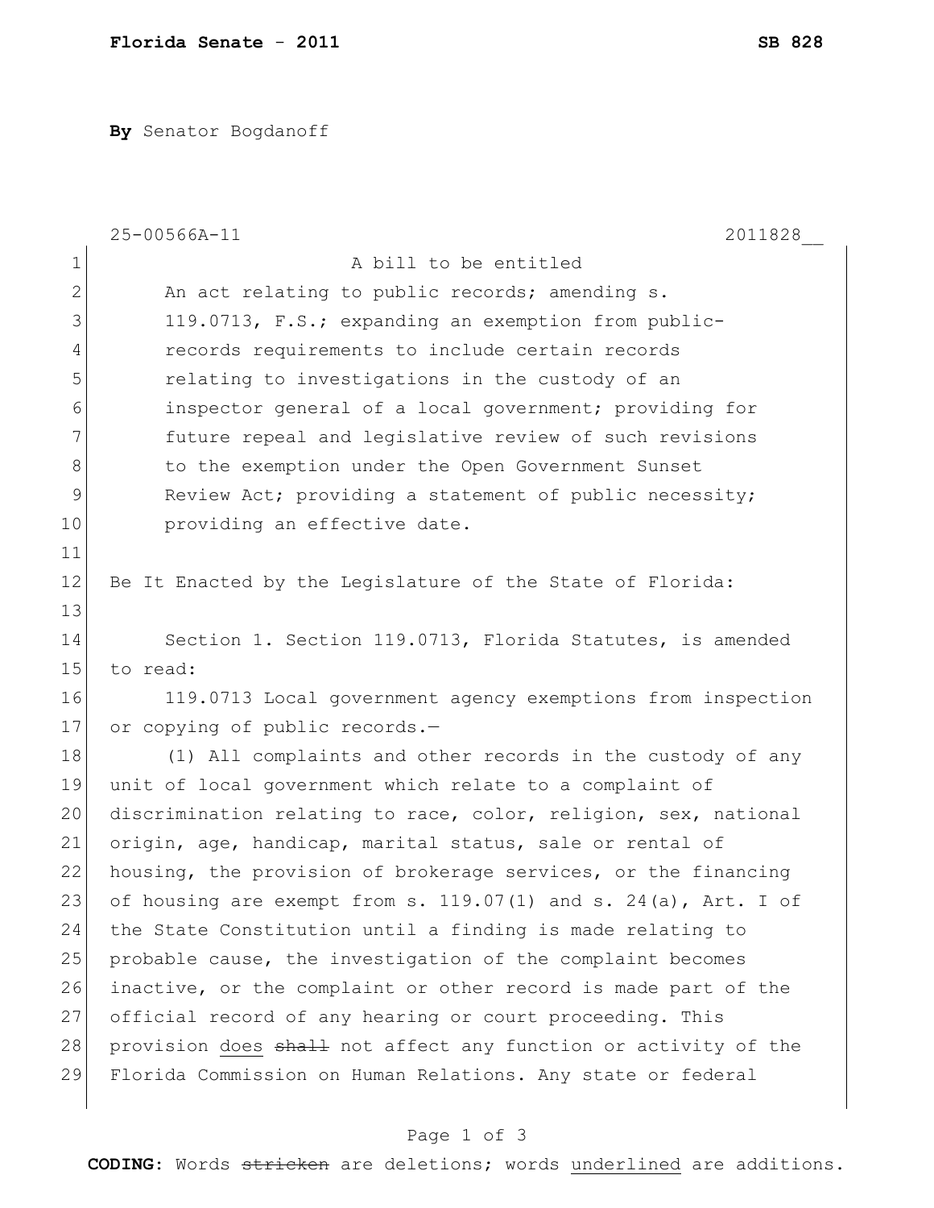**Florida Senate - 2011** **SB 828**

**By** Senator Bogdanoff

25-00566A-11 2011828__

A bill to be entitled

An act relating to public records; amending s. 119.0713, F.S.; expanding an exemption from public-records requirements to include certain records relating to investigations in the custody of an inspector general of a local government; providing for future repeal and legislative review of such revisions to the exemption under the Open Government Sunset Review Act; providing a statement of public necessity; providing an effective date.

Be It Enacted by the Legislature of the State of Florida:

Section 1. Section 119.0713, Florida Statutes, is amended to read:

119.0713 Local government agency exemptions from inspection or copying of public records.—

(1) All complaints and other records in the custody of any unit of local government which relate to a complaint of discrimination relating to race, color, religion, sex, national origin, age, handicap, marital status, sale or rental of housing, the provision of brokerage services, or the financing of housing are exempt from s. 119.07(1) and s. 24(a), Art. I of the State Constitution until a finding is made relating to probable cause, the investigation of the complaint becomes inactive, or the complaint or other record is made part of the official record of any hearing or court proceeding. This provision <u>does</u> ~~shall~~ not affect any function or activity of the Florida Commission on Human Relations. Any state or federal

**CODING:** Words ~~stricken~~ are deletions; words <u>underlined</u> are additions.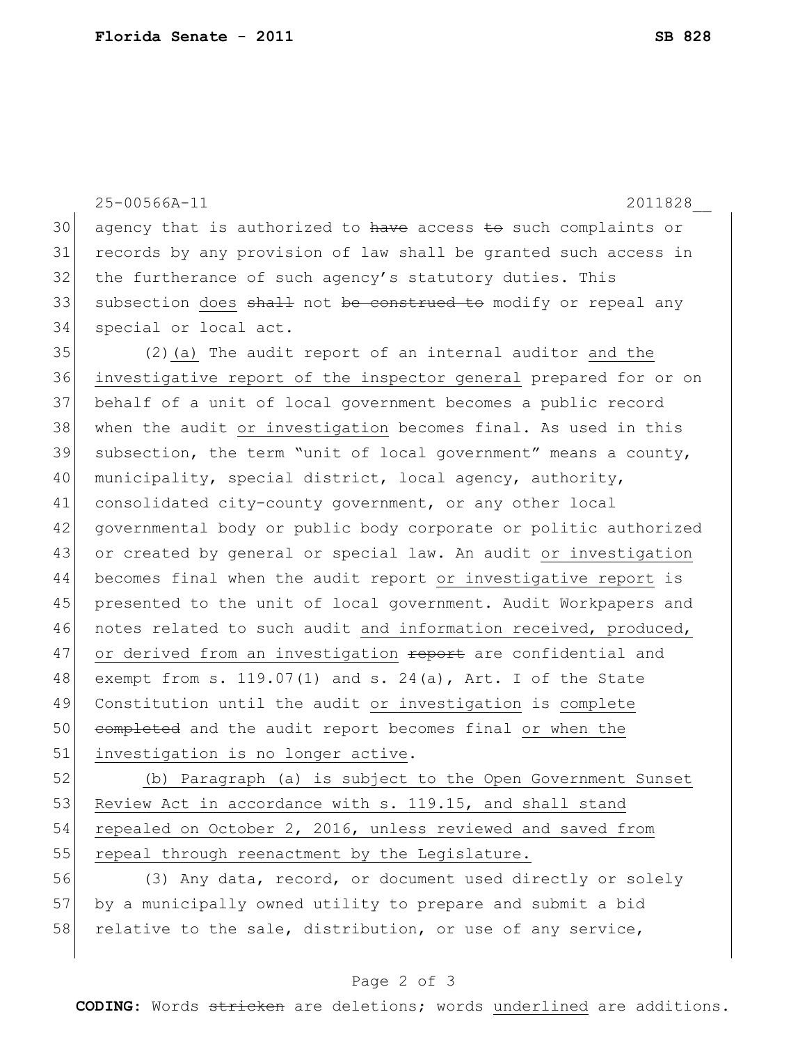agency that is authorized to ~~have~~ access ~~to~~ such complaints or records by any provision of law shall be granted such access in the furtherance of such agency's statutory duties. This subsection <u>does</u> ~~shall~~ not ~~be construed to~~ modify or repeal any special or local act.

(2)<u>(a)</u> The audit report of an internal auditor <u>and the investigative report of the inspector general</u> prepared for or on behalf of a unit of local government becomes a public record when the audit <u>or investigation</u> becomes final. As used in this subsection, the term "unit of local government" means a county, municipality, special district, local agency, authority, consolidated city-county government, or any other local governmental body or public body corporate or politic authorized or created by general or special law. An audit <u>or investigation</u> becomes final when the audit report <u>or investigative report</u> is presented to the unit of local government. Audit Workpapers and notes related to such audit <u>and information received, produced, or derived from an investigation</u> ~~report~~ are confidential and exempt from s. 119.07(1) and s. 24(a), Art. I of the State Constitution until the audit <u>or investigation</u> is <u>complete</u> ~~completed~~ and the audit report becomes final <u>or when the investigation is no longer active</u>.

<u>(b) Paragraph (a) is subject to the Open Government Sunset Review Act in accordance with s. 119.15, and shall stand repealed on October 2, 2016, unless reviewed and saved from repeal through reenactment by the Legislature.</u>

(3) Any data, record, or document used directly or solely by a municipally owned utility to prepare and submit a bid relative to the sale, distribution, or use of any service,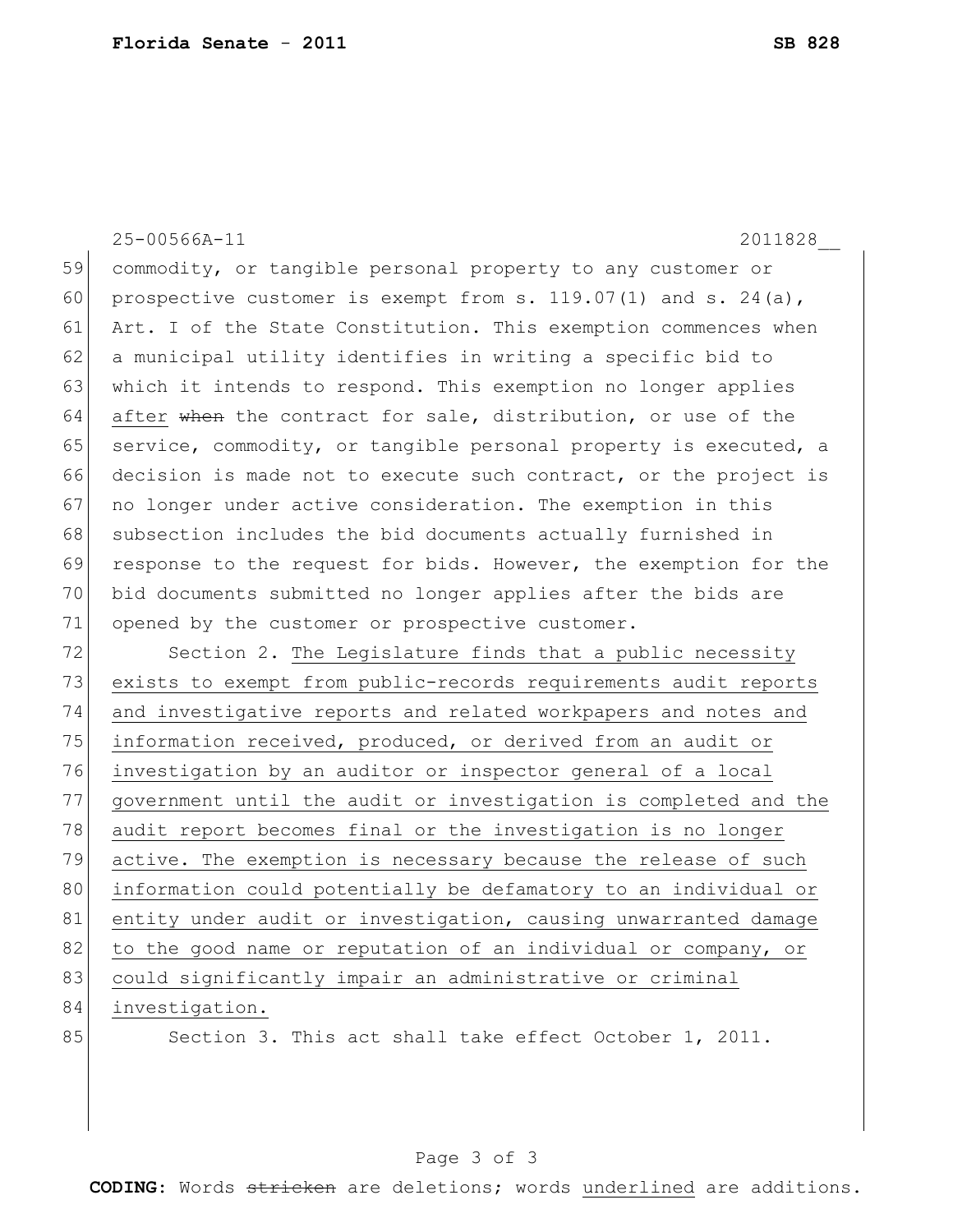25-00566A-11 2011828__

commodity, or tangible personal property to any customer or prospective customer is exempt from s. 119.07(1) and s. 24(a), Art. I of the State Constitution. This exemption commences when a municipal utility identifies in writing a specific bid to which it intends to respond. This exemption no longer applies <u>after</u> ~~when~~ the contract for sale, distribution, or use of the service, commodity, or tangible personal property is executed, a decision is made not to execute such contract, or the project is no longer under active consideration. The exemption in this subsection includes the bid documents actually furnished in response to the request for bids. However, the exemption for the bid documents submitted no longer applies after the bids are opened by the customer or prospective customer.

Section 2. <u>The Legislature finds that a public necessity exists to exempt from public-records requirements audit reports and investigative reports and related workpapers and notes and information received, produced, or derived from an audit or investigation by an auditor or inspector general of a local government until the audit or investigation is completed and the audit report becomes final or the investigation is no longer active. The exemption is necessary because the release of such information could potentially be defamatory to an individual or entity under audit or investigation, causing unwarranted damage to the good name or reputation of an individual or company, or could significantly impair an administrative or criminal investigation.</u>

Section 3. This act shall take effect October 1, 2011.

**CODING:** Words ~~stricken~~ are deletions; words <u>underlined</u> are additions.